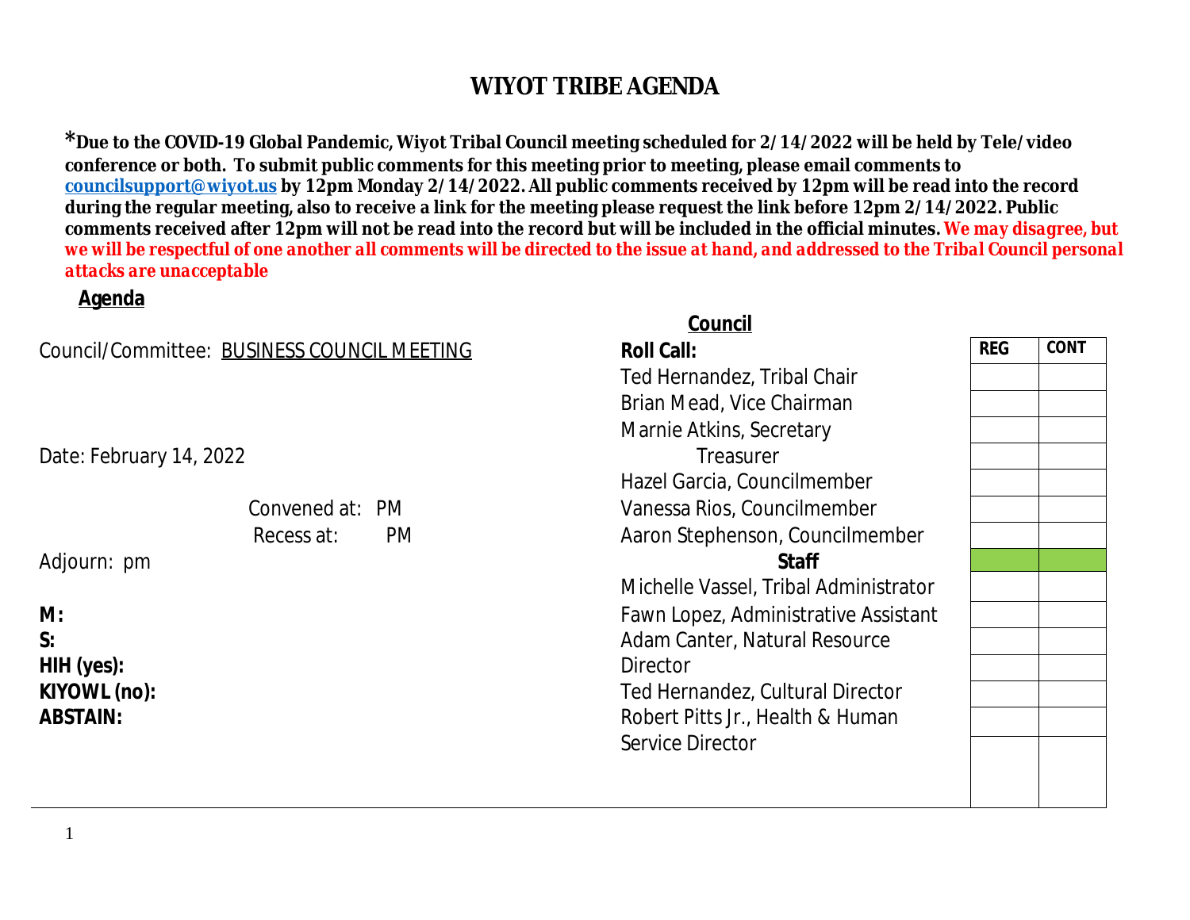# WIYOT TRIBE AGENDA

**\*Due to the COVID-19 Global Pandemic, Wiyot Tribal Council meeting scheduled for 2/14/2022 will be held by Tele/video conference or both. To submit public comments for this meeting prior to meeting, please email comments to [councilsupport@wiyot.us](mailto:councilsupport@wiyot.us) by 12pm Monday 2/14/2022. All public comments received by 12pm will be read into the record during the regular meeting, also to receive a link for the meeting please request the link before 12pm 2/14/2022. Public comments received after 12pm will not be read into the record but will be included in the official minutes.** ***We may disagree, but we will be respectful of one another all comments will be directed to the issue at hand, and addressed to the Tribal Council personal attacks are unacceptable***

**Agenda**

Council/Committee: BUSINESS COUNCIL MEETING

Date: February 14, 2022

Convened at: PM

Recess at: PM

Adjourn: pm

**M:**

**S:**

**HIH (yes):**

**KIYOWL (no):**

**ABSTAIN:**

**Council**

| **Roll Call:** | **REG** | **CONT** |
|---|---|---|
| Ted Hernandez, Tribal Chair | | |
| Brian Mead, Vice Chairman | | |
| Marnie Atkins, Secretary | | |
| Treasurer | | |
| Hazel Garcia, Councilmember | | |
| Vanessa Rios, Councilmember | | |
| Aaron Stephenson, Councilmember | | |
| **Staff** | | |
| Michelle Vassel, Tribal Administrator | | |
| Fawn Lopez, Administrative Assistant | | |
| Adam Canter, Natural Resource Director | | |
| Ted Hernandez, Cultural Director | | |
| Robert Pitts Jr., Health & Human Service Director | | |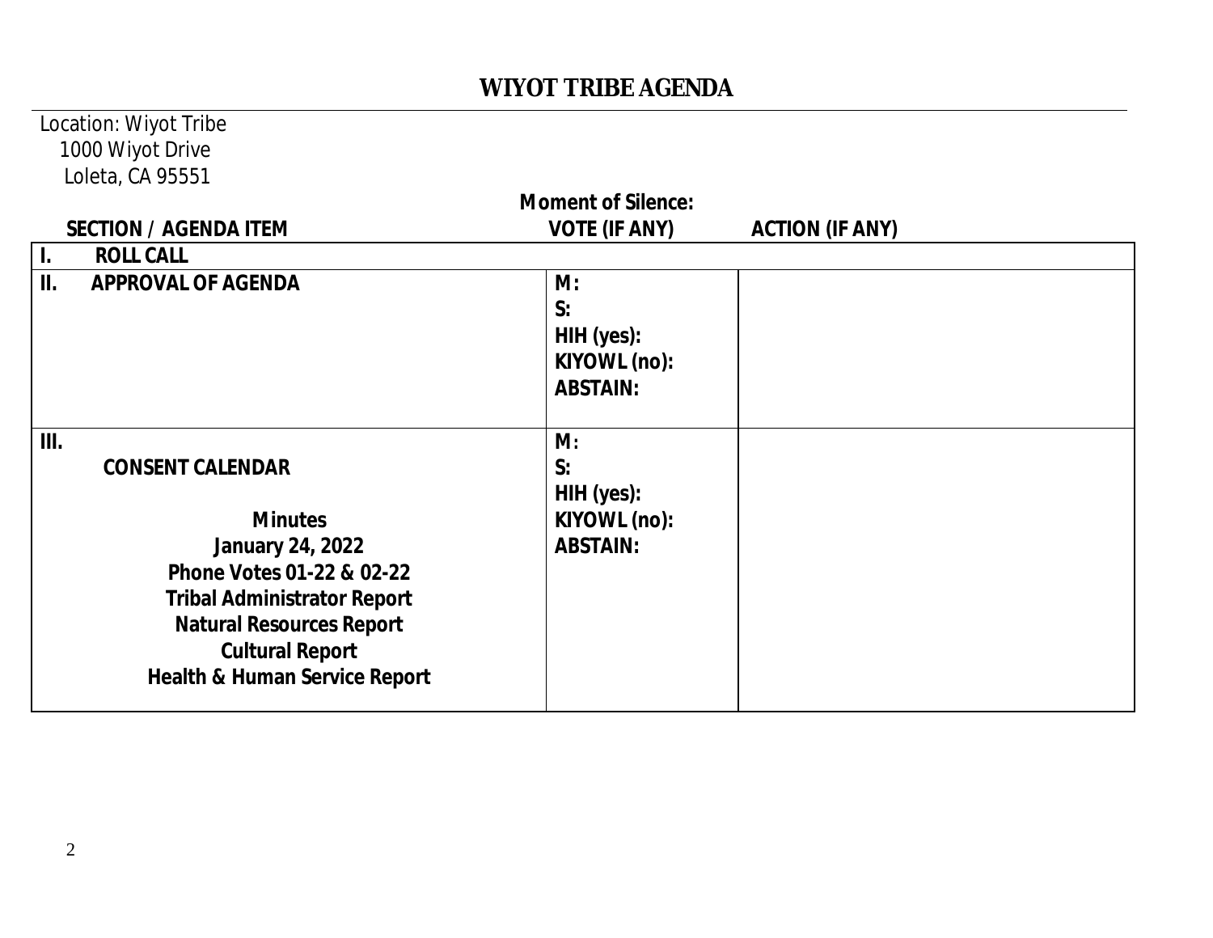# WIYOT TRIBE AGENDA

Location: Wiyot Tribe
1000 Wiyot Drive
Loleta, CA 95551

**Moment of Silence:**

| SECTION / AGENDA ITEM | VOTE (IF ANY) | ACTION (IF ANY) |
|---|---|---|
| **I. ROLL CALL** | | |
| **II. APPROVAL OF AGENDA** | **M:**<br>**S:**<br>**HIH (yes):**<br>**KIYOWL (no):**<br>**ABSTAIN:** | |
| **III.**<br>**CONSENT CALENDAR**<br><br>**Minutes**<br>**January 24, 2022**<br>**Phone Votes 01-22 & 02-22**<br>**Tribal Administrator Report**<br>**Natural Resources Report**<br>**Cultural Report**<br>**Health & Human Service Report** | **M:**<br>**S:**<br>**HIH (yes):**<br>**KIYOWL (no):**<br>**ABSTAIN:** | |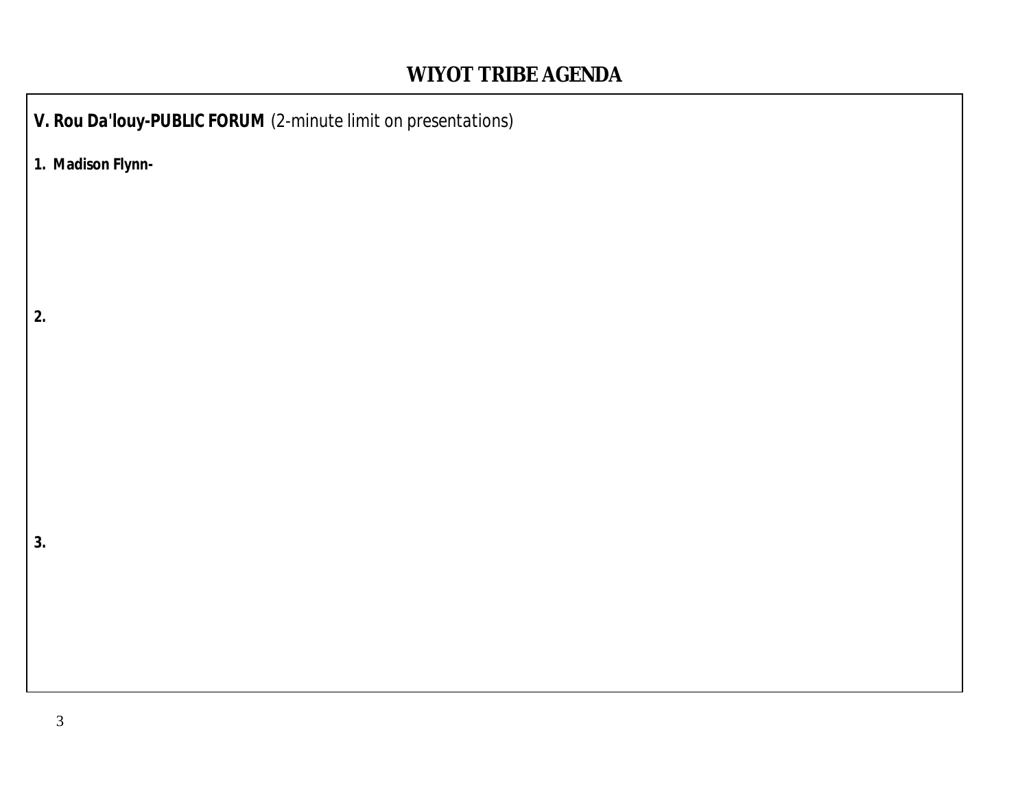# WIYOT TRIBE AGENDA

**V. Rou Da'louy-PUBLIC FORUM** (2-minute limit on presentations)

**1. Madison Flynn-**

**2.**

**3.**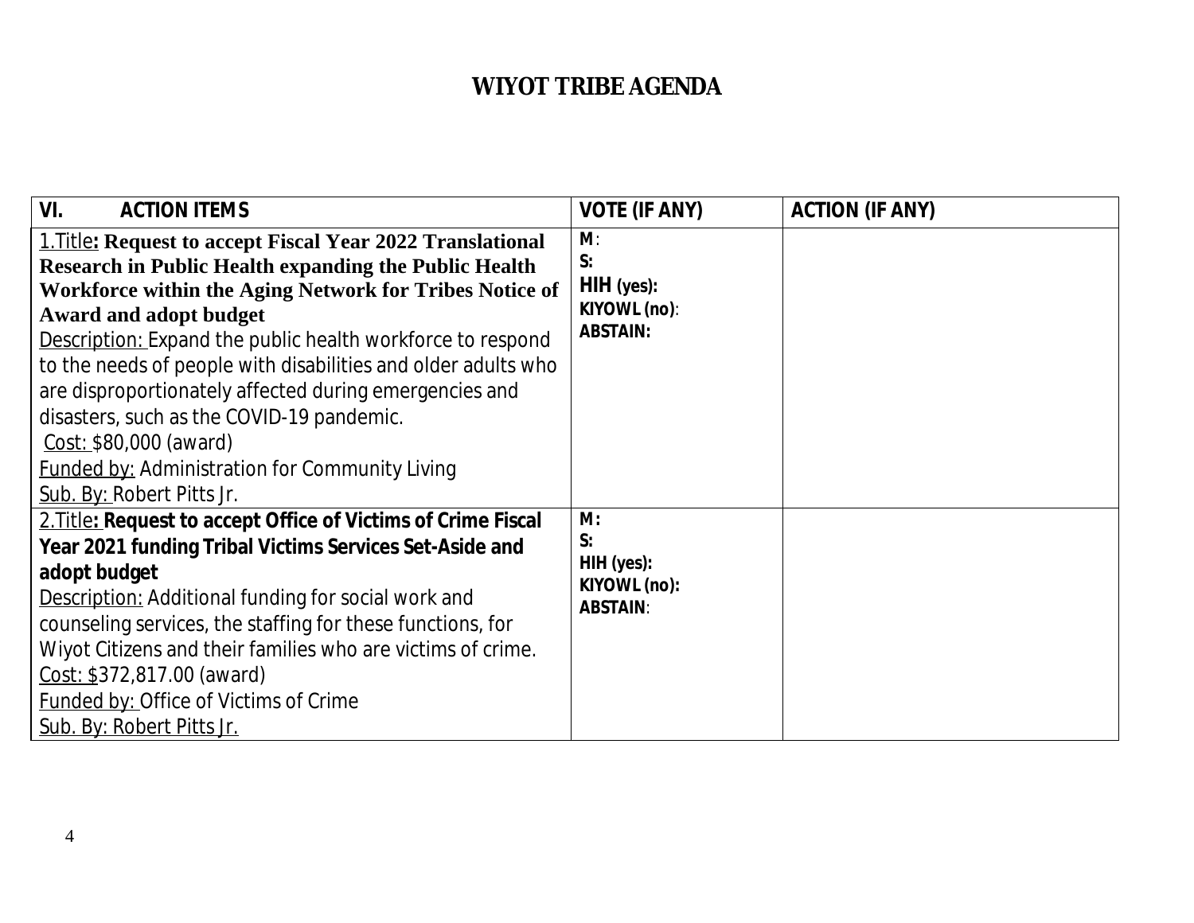# WIYOT TRIBE AGENDA

| VI. ACTION ITEMS | VOTE (IF ANY) | ACTION (IF ANY) |
|---|---|---|
| 1.Title: **Request to accept Fiscal Year 2022 Translational Research in Public Health expanding the Public Health Workforce within the Aging Network for Tribes Notice of Award and adopt budget**<br>Description: Expand the public health workforce to respond to the needs of people with disabilities and older adults who are disproportionately affected during emergencies and disasters, such as the COVID-19 pandemic.<br>Cost: $80,000 (award)<br>Funded by: Administration for Community Living<br>Sub. By: Robert Pitts Jr. | **M**:<br>**S:**<br>**HIH (yes):**<br>**KIYOWL (no)**:<br>**ABSTAIN:** | |
| 2.Title: **Request to accept Office of Victims of Crime Fiscal Year 2021 funding Tribal Victims Services Set-Aside and adopt budget**<br>Description: Additional funding for social work and counseling services, the staffing for these functions, for Wiyot Citizens and their families who are victims of crime.<br>Cost: $372,817.00 (award)<br>Funded by: Office of Victims of Crime<br>Sub. By: Robert Pitts Jr. | **M:**<br>**S:**<br>**HIH (yes):**<br>**KIYOWL (no):**<br>**ABSTAIN**: | |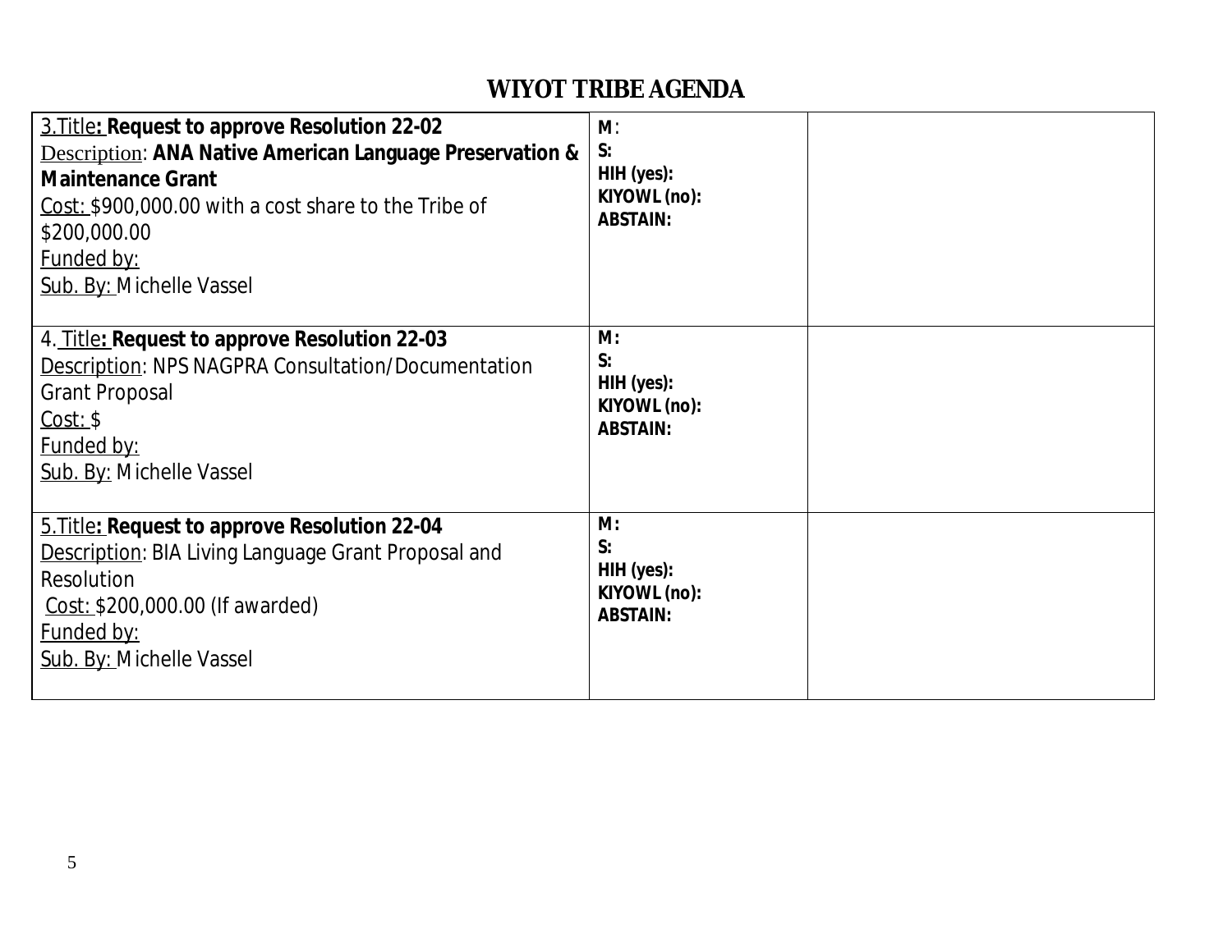# WIYOT TRIBE AGENDA

| | | |
|---|---|---|
| 3.Title**: Request to approve Resolution 22-02**<br>Description: **ANA Native American Language Preservation & Maintenance Grant**<br>Cost: $900,000.00 with a cost share to the Tribe of $200,000.00<br>Funded by:<br>Sub. By: Michelle Vassel | **M**:<br>**S:**<br>**HIH (yes):**<br>**KIYOWL (no):**<br>**ABSTAIN:** | |
| 4. Title**: Request to approve Resolution 22-03**<br>Description: NPS NAGPRA Consultation/Documentation Grant Proposal<br>Cost: $<br>Funded by:<br>Sub. By: Michelle Vassel | **M:**<br>**S:**<br>**HIH (yes):**<br>**KIYOWL (no):**<br>**ABSTAIN:** | |
| 5.Title**: Request to approve Resolution 22-04**<br>Description: BIA Living Language Grant Proposal and Resolution<br>Cost: $200,000.00 (If awarded)<br>Funded by:<br>Sub. By: Michelle Vassel | **M:**<br>**S:**<br>**HIH (yes):**<br>**KIYOWL (no):**<br>**ABSTAIN:** | |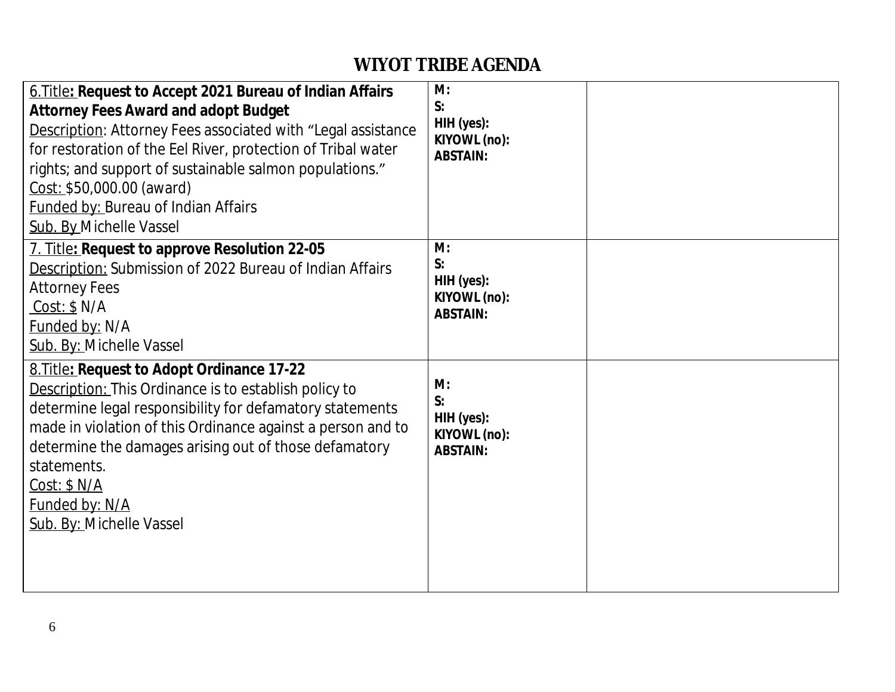# WIYOT TRIBE AGENDA

| | | |
|---|---|---|
| 6.Title: **Request to Accept 2021 Bureau of Indian Affairs Attorney Fees Award and adopt Budget**<br>Description: Attorney Fees associated with "Legal assistance for restoration of the Eel River, protection of Tribal water rights; and support of sustainable salmon populations."<br>Cost: $50,000.00 (award)<br>Funded by: Bureau of Indian Affairs<br>Sub. By Michelle Vassel | **M:**<br>**S:**<br>**HIH (yes):**<br>**KIYOWL (no):**<br>**ABSTAIN:** | |
| 7. Title: **Request to approve Resolution 22-05**<br>Description: Submission of 2022 Bureau of Indian Affairs Attorney Fees<br>Cost: $ N/A<br>Funded by: N/A<br>Sub. By: Michelle Vassel | **M:**<br>**S:**<br>**HIH (yes):**<br>**KIYOWL (no):**<br>**ABSTAIN:** | |
| 8.Title: **Request to Adopt Ordinance 17-22**<br>Description: This Ordinance is to establish policy to determine legal responsibility for defamatory statements made in violation of this Ordinance against a person and to determine the damages arising out of those defamatory statements.<br>Cost: $ N/A<br>Funded by: N/A<br>Sub. By: Michelle Vassel | **M:**<br>**S:**<br>**HIH (yes):**<br>**KIYOWL (no):**<br>**ABSTAIN:** | |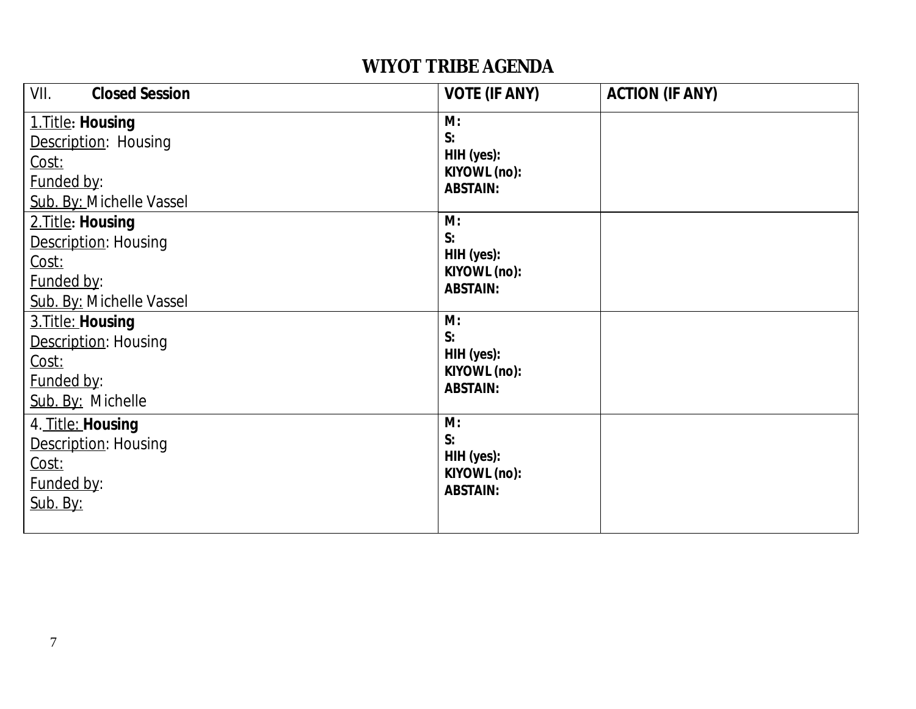# WIYOT TRIBE AGENDA

| VII. **Closed Session** | **VOTE (IF ANY)** | **ACTION (IF ANY)** |
|---|---|---|
| 1.Title: **Housing**<br>Description: Housing<br>Cost:<br>Funded by:<br>Sub. By: Michelle Vassel | **M:**<br>**S:**<br>**HIH (yes):**<br>**KIYOWL (no):**<br>**ABSTAIN:** | |
| 2.Title: **Housing**<br>Description: Housing<br>Cost:<br>Funded by:<br>Sub. By: Michelle Vassel | **M:**<br>**S:**<br>**HIH (yes):**<br>**KIYOWL (no):**<br>**ABSTAIN:** | |
| 3.Title: **Housing**<br>Description: Housing<br>Cost:<br>Funded by:<br>Sub. By: Michelle | **M:**<br>**S:**<br>**HIH (yes):**<br>**KIYOWL (no):**<br>**ABSTAIN:** | |
| 4. Title: **Housing**<br>Description: Housing<br>Cost:<br>Funded by:<br>Sub. By: | **M:**<br>**S:**<br>**HIH (yes):**<br>**KIYOWL (no):**<br>**ABSTAIN:** | |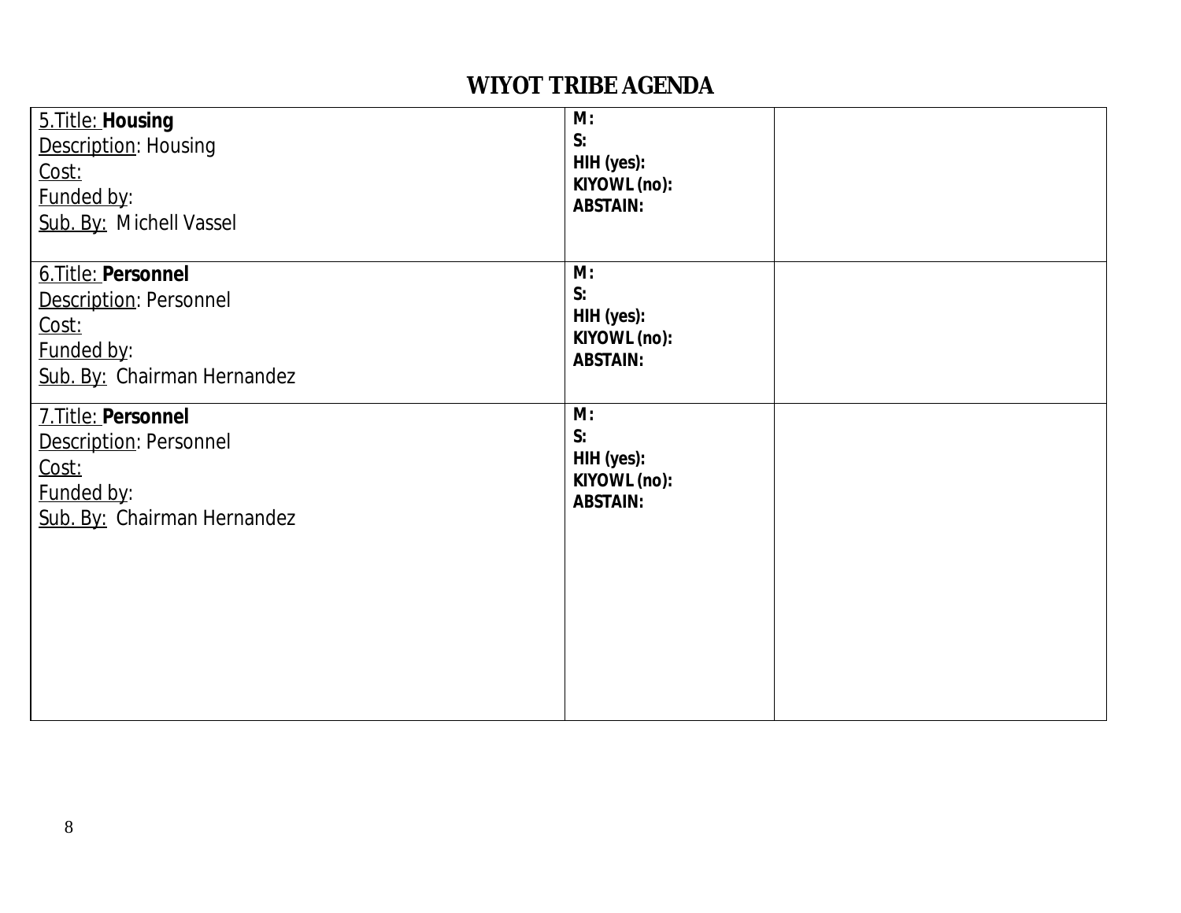# WIYOT TRIBE AGENDA

| | | |
|---|---|---|
| 5.Title: **Housing**<br>Description: Housing<br>Cost:<br>Funded by:<br>Sub. By: Michell Vassel | **M:**<br>**S:**<br>**HIH (yes):**<br>**KIYOWL (no):**<br>**ABSTAIN:** | |
| 6.Title: **Personnel**<br>Description: Personnel<br>Cost:<br>Funded by:<br>Sub. By: Chairman Hernandez | **M:**<br>**S:**<br>**HIH (yes):**<br>**KIYOWL (no):**<br>**ABSTAIN:** | |
| 7.Title: **Personnel**<br>Description: Personnel<br>Cost:<br>Funded by:<br>Sub. By: Chairman Hernandez | **M:**<br>**S:**<br>**HIH (yes):**<br>**KIYOWL (no):**<br>**ABSTAIN:** | |